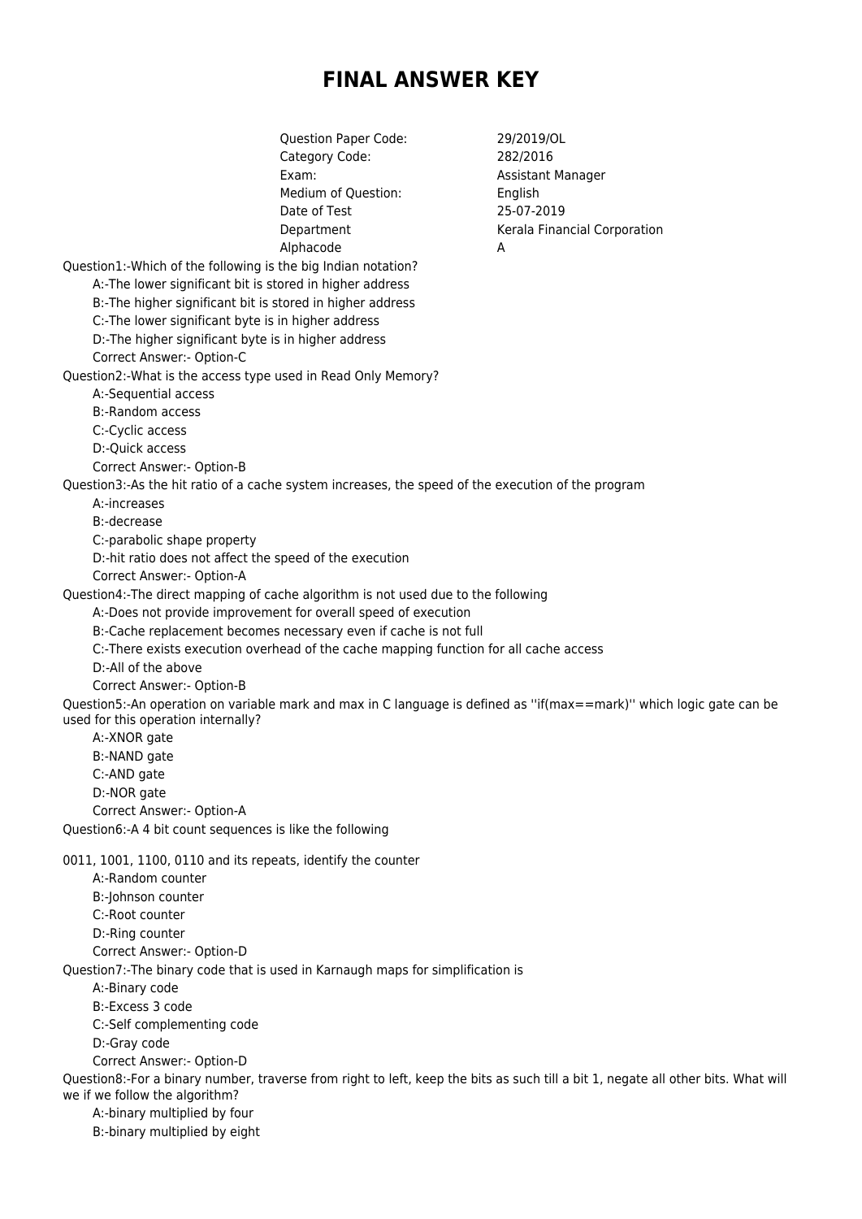# FINAL ANSWER KEY

| | |
|---|---|
| Question Paper Code: | 29/2019/OL |
| Category Code: | 282/2016 |
| Exam: | Assistant Manager |
| Medium of Question: | English |
| Date of Test | 25-07-2019 |
| Department | Kerala Financial Corporation |
| Alphacode | A |

Question1:-Which of the following is the big Indian notation?

- A:-The lower significant bit is stored in higher address
- B:-The higher significant bit is stored in higher address
- C:-The lower significant byte is in higher address
- D:-The higher significant byte is in higher address

Correct Answer:- Option-C

Question2:-What is the access type used in Read Only Memory?

- A:-Sequential access
- B:-Random access
- C:-Cyclic access
- D:-Quick access

Correct Answer:- Option-B

Question3:-As the hit ratio of a cache system increases, the speed of the execution of the program

- A:-increases
- B:-decrease
- C:-parabolic shape property
- D:-hit ratio does not affect the speed of the execution

Correct Answer:- Option-A

Question4:-The direct mapping of cache algorithm is not used due to the following

- A:-Does not provide improvement for overall speed of execution
- B:-Cache replacement becomes necessary even if cache is not full
- C:-There exists execution overhead of the cache mapping function for all cache access
- D:-All of the above

Correct Answer:- Option-B

Question5:-An operation on variable mark and max in C language is defined as ''if(max==mark)'' which logic gate can be used for this operation internally?

- A:-XNOR gate
- B:-NAND gate
- C:-AND gate
- D:-NOR gate

Correct Answer:- Option-A

Question6:-A 4 bit count sequences is like the following

0011, 1001, 1100, 0110 and its repeats, identify the counter

- A:-Random counter
- B:-Johnson counter
- C:-Root counter
- D:-Ring counter

Correct Answer:- Option-D

Question7:-The binary code that is used in Karnaugh maps for simplification is

- A:-Binary code
- B:-Excess 3 code
- C:-Self complementing code
- D:-Gray code

Correct Answer:- Option-D

Question8:-For a binary number, traverse from right to left, keep the bits as such till a bit 1, negate all other bits. What will we if we follow the algorithm?

- A:-binary multiplied by four
- B:-binary multiplied by eight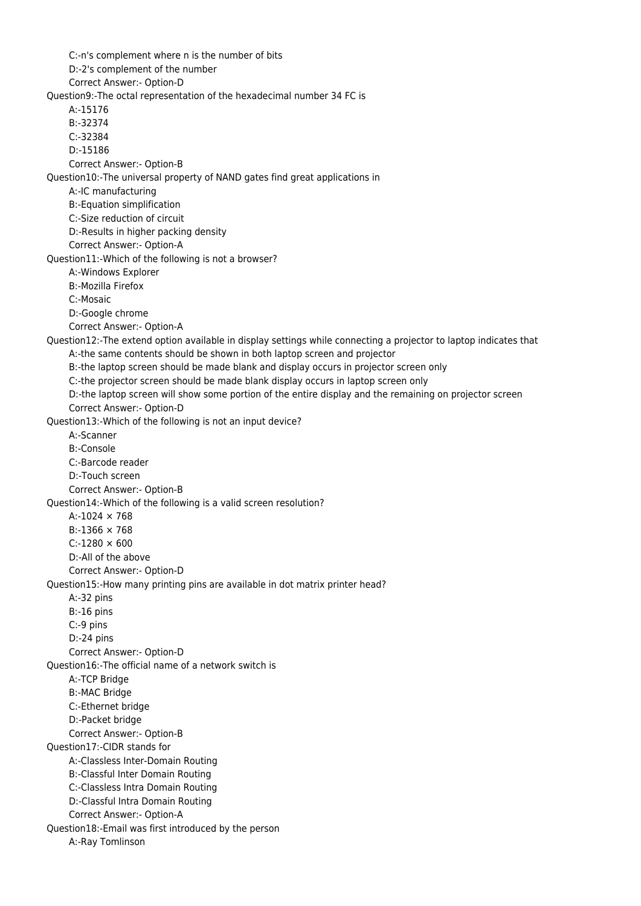C:-n's complement where n is the number of bits

D:-2's complement of the number

Correct Answer:- Option-D

Question9:-The octal representation of the hexadecimal number 34 FC is

A:-15176

B:-32374

C:-32384

D:-15186

Correct Answer:- Option-B

Question10:-The universal property of NAND gates find great applications in

A:-IC manufacturing

B:-Equation simplification

C:-Size reduction of circuit

D:-Results in higher packing density

Correct Answer:- Option-A

Question11:-Which of the following is not a browser?

A:-Windows Explorer

B:-Mozilla Firefox

C:-Mosaic

D:-Google chrome

Correct Answer:- Option-A

Question12:-The extend option available in display settings while connecting a projector to laptop indicates that

A:-the same contents should be shown in both laptop screen and projector

B:-the laptop screen should be made blank and display occurs in projector screen only

C:-the projector screen should be made blank display occurs in laptop screen only

D:-the laptop screen will show some portion of the entire display and the remaining on projector screen

Correct Answer:- Option-D

Question13:-Which of the following is not an input device?

A:-Scanner

B:-Console

C:-Barcode reader

D:-Touch screen

Correct Answer:- Option-B

Question14:-Which of the following is a valid screen resolution?

A:-1024 × 768

B:-1366 × 768

C:-1280 × 600

D:-All of the above

Correct Answer:- Option-D

Question15:-How many printing pins are available in dot matrix printer head?

A:-32 pins

B:-16 pins

C:-9 pins

D:-24 pins

Correct Answer:- Option-D

Question16:-The official name of a network switch is

A:-TCP Bridge

B:-MAC Bridge

C:-Ethernet bridge

D:-Packet bridge

Correct Answer:- Option-B

Question17:-CIDR stands for

A:-Classless Inter-Domain Routing

B:-Classful Inter Domain Routing

C:-Classless Intra Domain Routing

D:-Classful Intra Domain Routing

Correct Answer:- Option-A

Question18:-Email was first introduced by the person

A:-Ray Tomlinson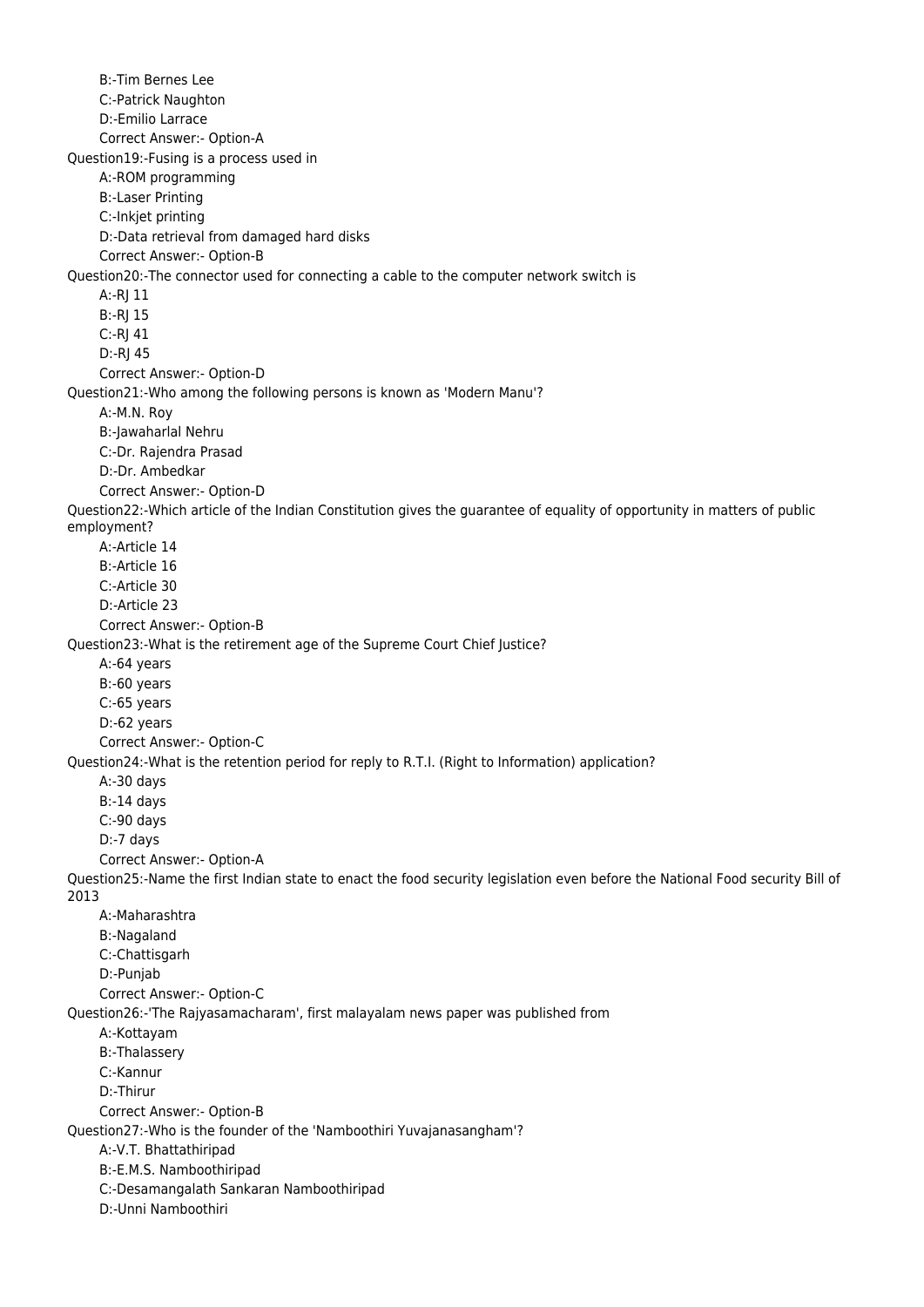B:-Tim Bernes Lee
C:-Patrick Naughton
D:-Emilio Larrace
Correct Answer:- Option-A

Question19:-Fusing is a process used in
A:-ROM programming
B:-Laser Printing
C:-Inkjet printing
D:-Data retrieval from damaged hard disks
Correct Answer:- Option-B

Question20:-The connector used for connecting a cable to the computer network switch is
A:-RJ 11
B:-RJ 15
C:-RJ 41
D:-RJ 45
Correct Answer:- Option-D

Question21:-Who among the following persons is known as 'Modern Manu'?
A:-M.N. Roy
B:-Jawaharlal Nehru
C:-Dr. Rajendra Prasad
D:-Dr. Ambedkar
Correct Answer:- Option-D

Question22:-Which article of the Indian Constitution gives the guarantee of equality of opportunity in matters of public employment?
A:-Article 14
B:-Article 16
C:-Article 30
D:-Article 23
Correct Answer:- Option-B

Question23:-What is the retirement age of the Supreme Court Chief Justice?
A:-64 years
B:-60 years
C:-65 years
D:-62 years
Correct Answer:- Option-C

Question24:-What is the retention period for reply to R.T.I. (Right to Information) application?
A:-30 days
B:-14 days
C:-90 days
D:-7 days
Correct Answer:- Option-A

Question25:-Name the first Indian state to enact the food security legislation even before the National Food security Bill of 2013
A:-Maharashtra
B:-Nagaland
C:-Chattisgarh
D:-Punjab
Correct Answer:- Option-C

Question26:-'The Rajyasamacharam', first malayalam news paper was published from
A:-Kottayam
B:-Thalassery
C:-Kannur
D:-Thirur
Correct Answer:- Option-B

Question27:-Who is the founder of the 'Namboothiri Yuvajanasangham'?
A:-V.T. Bhattathiripad
B:-E.M.S. Namboothiripad
C:-Desamangalath Sankaran Namboothiripad
D:-Unni Namboothiri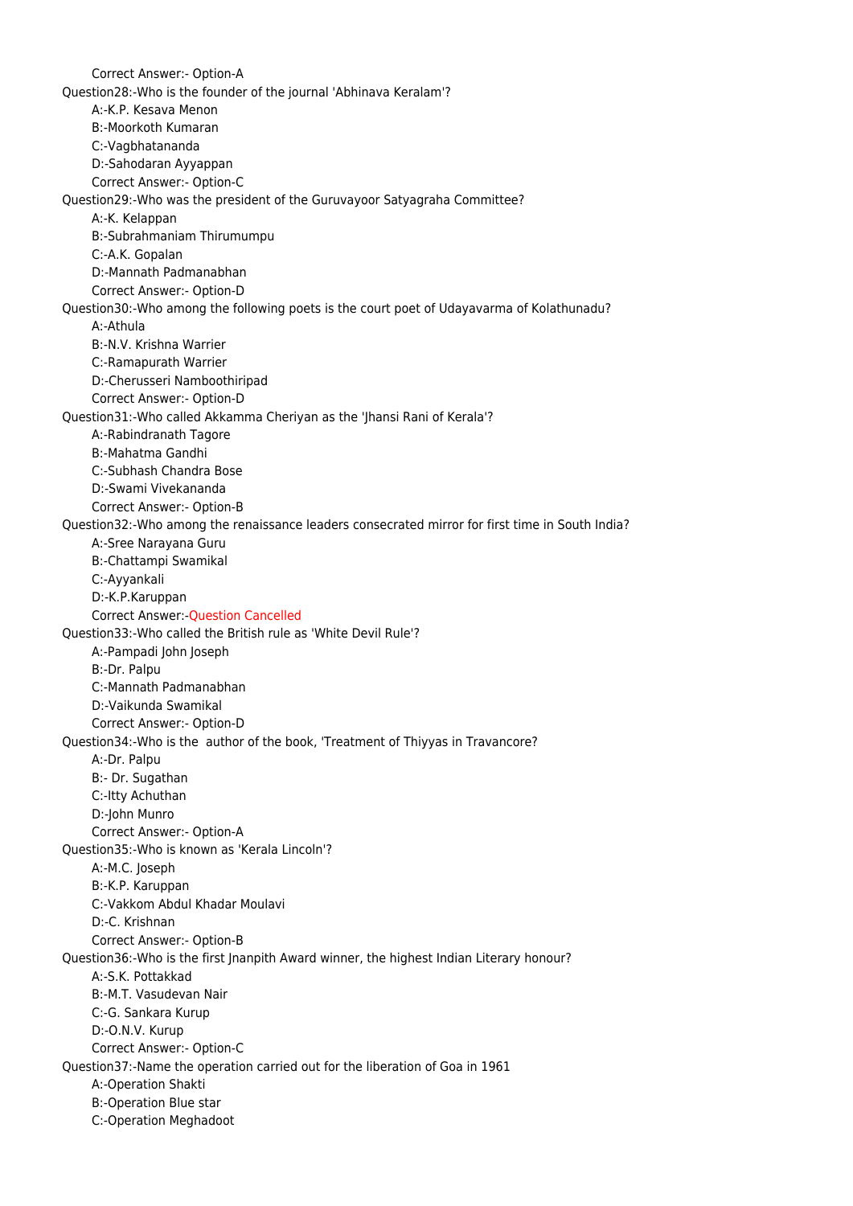Correct Answer:- Option-A

Question28:-Who is the founder of the journal 'Abhinava Keralam'?

A:-K.P. Kesava Menon

B:-Moorkoth Kumaran

C:-Vagbhatananda

D:-Sahodaran Ayyappan

Correct Answer:- Option-C

Question29:-Who was the president of the Guruvayoor Satyagraha Committee?

A:-K. Kelappan

B:-Subrahmaniam Thirumumpu

C:-A.K. Gopalan

D:-Mannath Padmanabhan

Correct Answer:- Option-D

Question30:-Who among the following poets is the court poet of Udayavarma of Kolathunadu?

A:-Athula

B:-N.V. Krishna Warrier

C:-Ramapurath Warrier

D:-Cherusseri Namboothiripad

Correct Answer:- Option-D

Question31:-Who called Akkamma Cheriyan as the 'Jhansi Rani of Kerala'?

A:-Rabindranath Tagore

B:-Mahatma Gandhi

C:-Subhash Chandra Bose

D:-Swami Vivekananda

Correct Answer:- Option-B

Question32:-Who among the renaissance leaders consecrated mirror for first time in South India?

A:-Sree Narayana Guru

B:-Chattampi Swamikal

C:-Ayyankali

D:-K.P.Karuppan

Correct Answer:-Question Cancelled

Question33:-Who called the British rule as 'White Devil Rule'?

A:-Pampadi John Joseph

B:-Dr. Palpu

C:-Mannath Padmanabhan

D:-Vaikunda Swamikal

Correct Answer:- Option-D

Question34:-Who is the author of the book, 'Treatment of Thiyyas in Travancore?

A:-Dr. Palpu

B:- Dr. Sugathan

C:-Itty Achuthan

D:-John Munro

Correct Answer:- Option-A

Question35:-Who is known as 'Kerala Lincoln'?

A:-M.C. Joseph

B:-K.P. Karuppan

C:-Vakkom Abdul Khadar Moulavi

D:-C. Krishnan

Correct Answer:- Option-B

Question36:-Who is the first Jnanpith Award winner, the highest Indian Literary honour?

A:-S.K. Pottakkad

B:-M.T. Vasudevan Nair

C:-G. Sankara Kurup

D:-O.N.V. Kurup

Correct Answer:- Option-C

Question37:-Name the operation carried out for the liberation of Goa in 1961

A:-Operation Shakti

B:-Operation Blue star

C:-Operation Meghadoot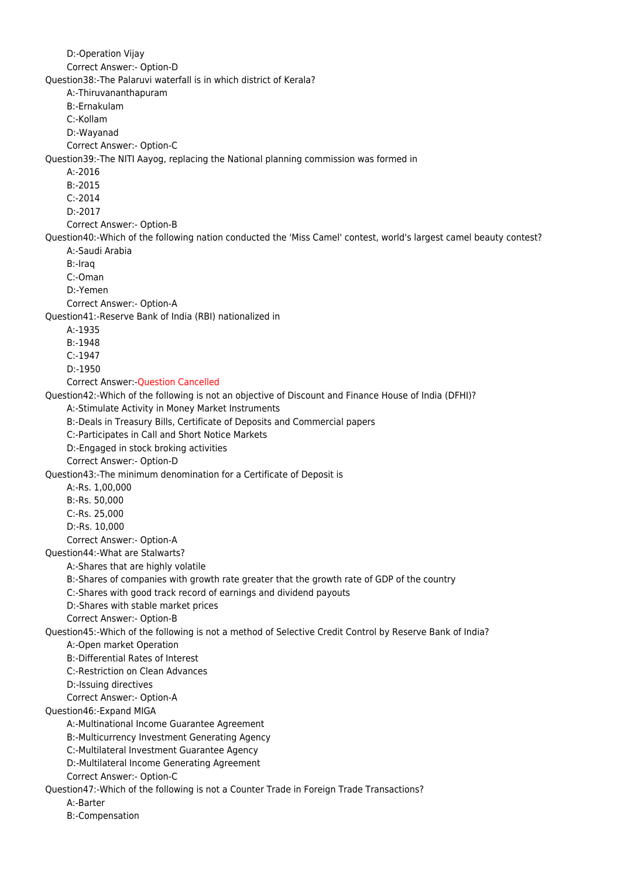D:-Operation Vijay

Correct Answer:- Option-D

Question38:-The Palaruvi waterfall is in which district of Kerala?

A:-Thiruvananthapuram

B:-Ernakulam

C:-Kollam

D:-Wayanad

Correct Answer:- Option-C

Question39:-The NITI Aayog, replacing the National planning commission was formed in

A:-2016

B:-2015

C:-2014

D:-2017

Correct Answer:- Option-B

Question40:-Which of the following nation conducted the 'Miss Camel' contest, world's largest camel beauty contest?

A:-Saudi Arabia

B:-Iraq

C:-Oman

D:-Yemen

Correct Answer:- Option-A

Question41:-Reserve Bank of India (RBI) nationalized in

A:-1935

B:-1948

C:-1947

D:-1950

Correct Answer:-Question Cancelled

Question42:-Which of the following is not an objective of Discount and Finance House of India (DFHI)?

A:-Stimulate Activity in Money Market Instruments

B:-Deals in Treasury Bills, Certificate of Deposits and Commercial papers

C:-Participates in Call and Short Notice Markets

D:-Engaged in stock broking activities

Correct Answer:- Option-D

Question43:-The minimum denomination for a Certificate of Deposit is

A:-Rs. 1,00,000

B:-Rs. 50,000

C:-Rs. 25,000

D:-Rs. 10,000

Correct Answer:- Option-A

Question44:-What are Stalwarts?

A:-Shares that are highly volatile

B:-Shares of companies with growth rate greater that the growth rate of GDP of the country

C:-Shares with good track record of earnings and dividend payouts

D:-Shares with stable market prices

Correct Answer:- Option-B

Question45:-Which of the following is not a method of Selective Credit Control by Reserve Bank of India?

A:-Open market Operation

B:-Differential Rates of Interest

C:-Restriction on Clean Advances

D:-Issuing directives

Correct Answer:- Option-A

Question46:-Expand MIGA

A:-Multinational Income Guarantee Agreement

B:-Multicurrency Investment Generating Agency

C:-Multilateral Investment Guarantee Agency

D:-Multilateral Income Generating Agreement

Correct Answer:- Option-C

Question47:-Which of the following is not a Counter Trade in Foreign Trade Transactions?

A:-Barter

B:-Compensation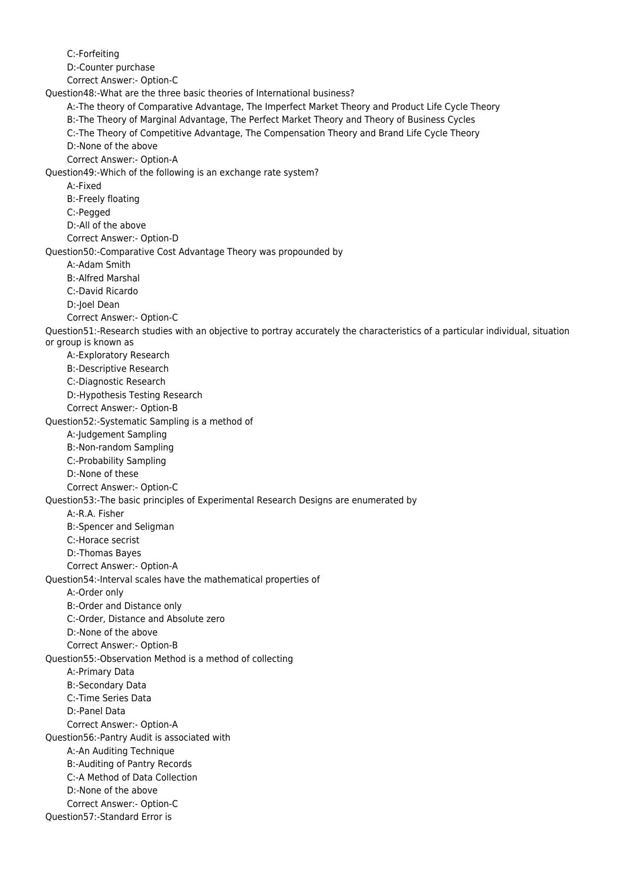C:-Forfeiting

D:-Counter purchase

Correct Answer:- Option-C

Question48:-What are the three basic theories of International business?

A:-The theory of Comparative Advantage, The Imperfect Market Theory and Product Life Cycle Theory

B:-The Theory of Marginal Advantage, The Perfect Market Theory and Theory of Business Cycles

C:-The Theory of Competitive Advantage, The Compensation Theory and Brand Life Cycle Theory

D:-None of the above

Correct Answer:- Option-A

Question49:-Which of the following is an exchange rate system?

A:-Fixed

B:-Freely floating

C:-Pegged

D:-All of the above

Correct Answer:- Option-D

Question50:-Comparative Cost Advantage Theory was propounded by

A:-Adam Smith

B:-Alfred Marshal

C:-David Ricardo

D:-Joel Dean

Correct Answer:- Option-C

Question51:-Research studies with an objective to portray accurately the characteristics of a particular individual, situation or group is known as

A:-Exploratory Research

B:-Descriptive Research

C:-Diagnostic Research

D:-Hypothesis Testing Research

Correct Answer:- Option-B

Question52:-Systematic Sampling is a method of

A:-Judgement Sampling

B:-Non-random Sampling

C:-Probability Sampling

D:-None of these

Correct Answer:- Option-C

Question53:-The basic principles of Experimental Research Designs are enumerated by

A:-R.A. Fisher

B:-Spencer and Seligman

C:-Horace secrist

D:-Thomas Bayes

Correct Answer:- Option-A

Question54:-Interval scales have the mathematical properties of

A:-Order only

B:-Order and Distance only

C:-Order, Distance and Absolute zero

D:-None of the above

Correct Answer:- Option-B

Question55:-Observation Method is a method of collecting

A:-Primary Data

B:-Secondary Data

C:-Time Series Data

D:-Panel Data

Correct Answer:- Option-A

Question56:-Pantry Audit is associated with

A:-An Auditing Technique

B:-Auditing of Pantry Records

C:-A Method of Data Collection

D:-None of the above

Correct Answer:- Option-C

Question57:-Standard Error is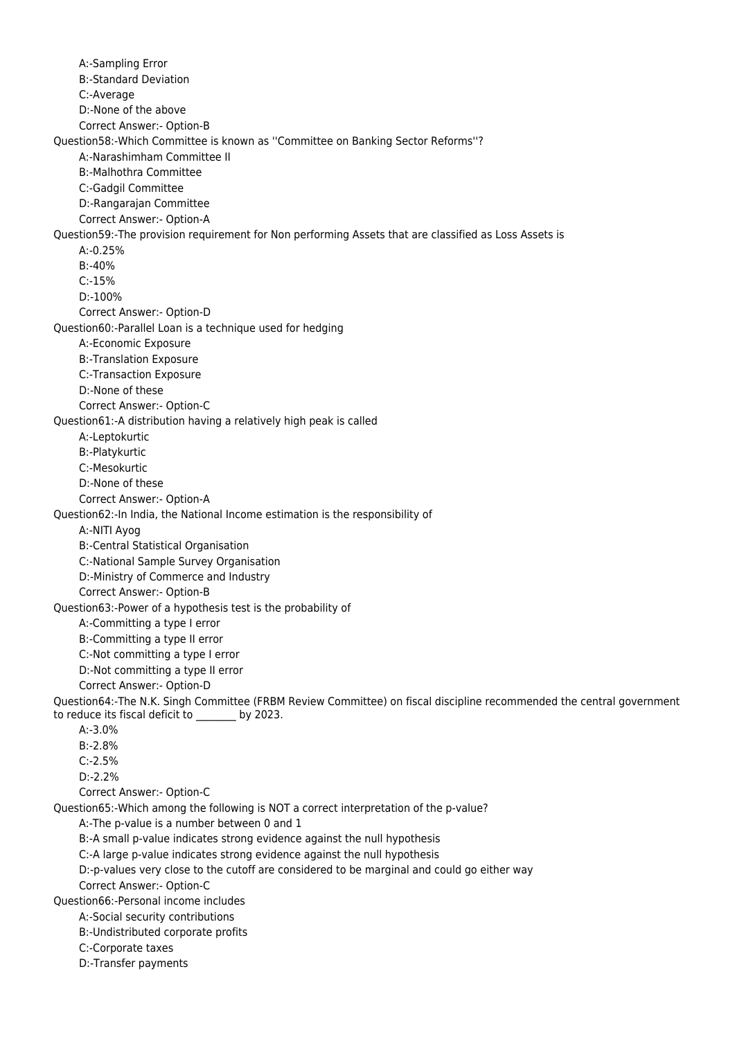A:-Sampling Error  
B:-Standard Deviation  
C:-Average  
D:-None of the above  
Correct Answer:- Option-B

Question58:-Which Committee is known as ''Committee on Banking Sector Reforms''?  
A:-Narashimham Committee II  
B:-Malhothra Committee  
C:-Gadgil Committee  
D:-Rangarajan Committee  
Correct Answer:- Option-A

Question59:-The provision requirement for Non performing Assets that are classified as Loss Assets is  
A:-0.25%  
B:-40%  
C:-15%  
D:-100%  
Correct Answer:- Option-D

Question60:-Parallel Loan is a technique used for hedging  
A:-Economic Exposure  
B:-Translation Exposure  
C:-Transaction Exposure  
D:-None of these  
Correct Answer:- Option-C

Question61:-A distribution having a relatively high peak is called  
A:-Leptokurtic  
B:-Platykurtic  
C:-Mesokurtic  
D:-None of these  
Correct Answer:- Option-A

Question62:-In India, the National Income estimation is the responsibility of  
A:-NITI Ayog  
B:-Central Statistical Organisation  
C:-National Sample Survey Organisation  
D:-Ministry of Commerce and Industry  
Correct Answer:- Option-B

Question63:-Power of a hypothesis test is the probability of  
A:-Committing a type I error  
B:-Committing a type II error  
C:-Not committing a type I error  
D:-Not committing a type II error  
Correct Answer:- Option-D

Question64:-The N.K. Singh Committee (FRBM Review Committee) on fiscal discipline recommended the central government to reduce its fiscal deficit to ________ by 2023.  
A:-3.0%  
B:-2.8%  
C:-2.5%  
D:-2.2%  
Correct Answer:- Option-C

Question65:-Which among the following is NOT a correct interpretation of the p-value?  
A:-The p-value is a number between 0 and 1  
B:-A small p-value indicates strong evidence against the null hypothesis  
C:-A large p-value indicates strong evidence against the null hypothesis  
D:-p-values very close to the cutoff are considered to be marginal and could go either way  
Correct Answer:- Option-C

Question66:-Personal income includes  
A:-Social security contributions  
B:-Undistributed corporate profits  
C:-Corporate taxes  
D:-Transfer payments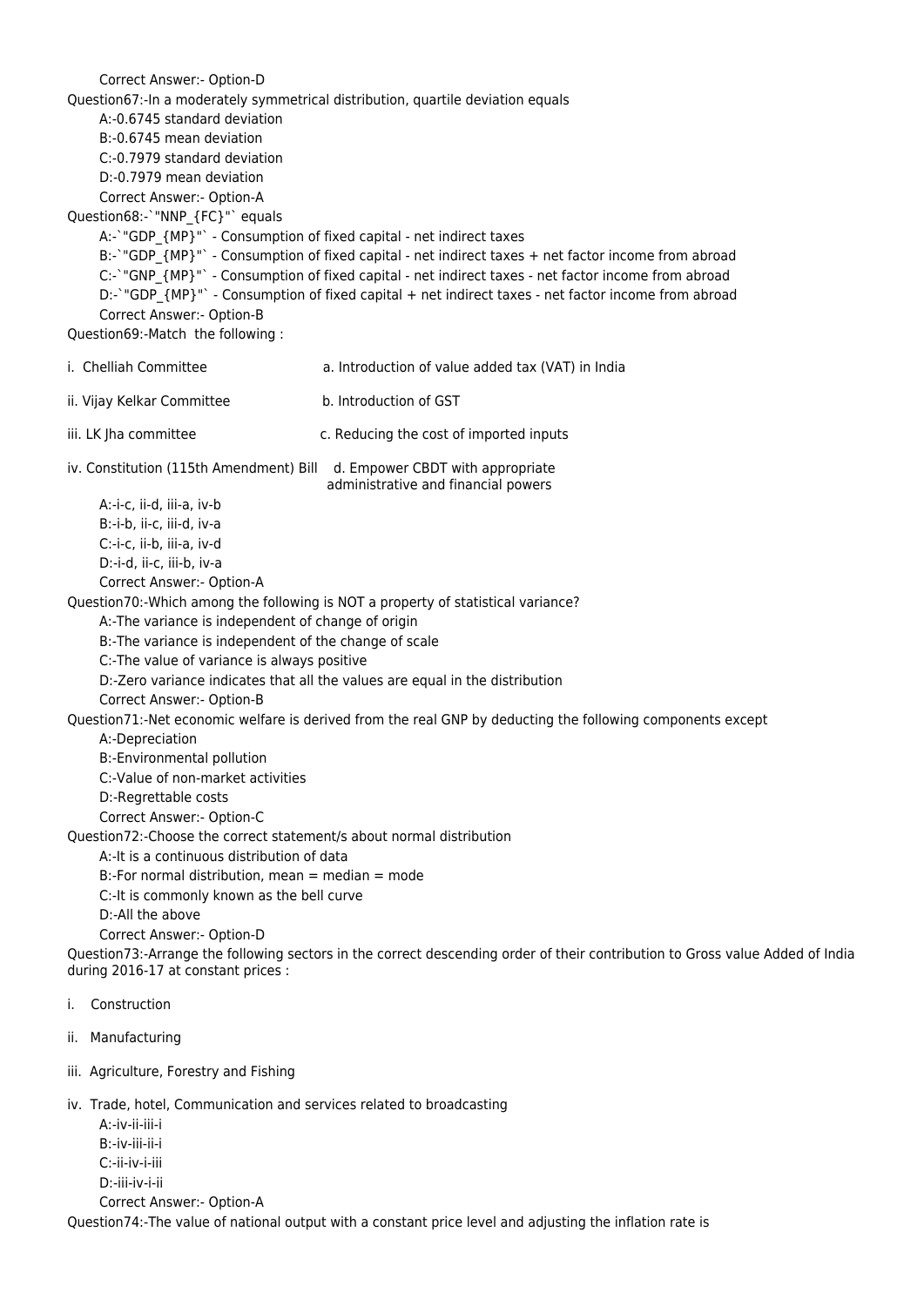Correct Answer:- Option-D

Question67:-In a moderately symmetrical distribution, quartile deviation equals

A:-0.6745 standard deviation

B:-0.6745 mean deviation

C:-0.7979 standard deviation

D:-0.7979 mean deviation

Correct Answer:- Option-A

Question68:-$NNP_{FC}$ equals

A:-$GDP_{MP}$ - Consumption of fixed capital - net indirect taxes

B:-$GDP_{MP}$ - Consumption of fixed capital - net indirect taxes + net factor income from abroad

C:-$GNP_{MP}$ - Consumption of fixed capital - net indirect taxes - net factor income from abroad

D:-$GDP_{MP}$ - Consumption of fixed capital + net indirect taxes - net factor income from abroad

Correct Answer:- Option-B

Question69:-Match the following :

| | |
|---|---|
| i. Chelliah Committee | a. Introduction of value added tax (VAT) in India |
| ii. Vijay Kelkar Committee | b. Introduction of GST |
| iii. LK Jha committee | c. Reducing the cost of imported inputs |
| iv. Constitution (115th Amendment) Bill | d. Empower CBDT with appropriate administrative and financial powers |

A:-i-c, ii-d, iii-a, iv-b

B:-i-b, ii-c, iii-d, iv-a

C:-i-c, ii-b, iii-a, iv-d

D:-i-d, ii-c, iii-b, iv-a

Correct Answer:- Option-A

Question70:-Which among the following is NOT a property of statistical variance?

A:-The variance is independent of change of origin

B:-The variance is independent of the change of scale

C:-The value of variance is always positive

D:-Zero variance indicates that all the values are equal in the distribution

Correct Answer:- Option-B

Question71:-Net economic welfare is derived from the real GNP by deducting the following components except

A:-Depreciation

B:-Environmental pollution

C:-Value of non-market activities

D:-Regrettable costs

Correct Answer:- Option-C

Question72:-Choose the correct statement/s about normal distribution

A:-It is a continuous distribution of data

B:-For normal distribution, mean = median = mode

C:-It is commonly known as the bell curve

D:-All the above

Correct Answer:- Option-D

Question73:-Arrange the following sectors in the correct descending order of their contribution to Gross value Added of India during 2016-17 at constant prices :

i. Construction

ii. Manufacturing

iii. Agriculture, Forestry and Fishing

iv. Trade, hotel, Communication and services related to broadcasting

A:-iv-ii-iii-i

B:-iv-iii-ii-i

C:-ii-iv-i-iii

D:-iii-iv-i-ii

Correct Answer:- Option-A

Question74:-The value of national output with a constant price level and adjusting the inflation rate is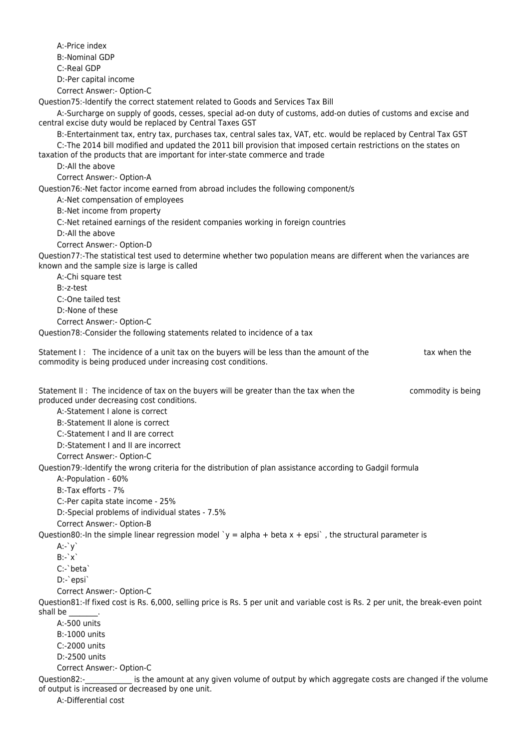A:-Price index

B:-Nominal GDP

C:-Real GDP

D:-Per capital income

Correct Answer:- Option-C

Question75:-Identify the correct statement related to Goods and Services Tax Bill

A:-Surcharge on supply of goods, cesses, special ad-on duty of customs, add-on duties of customs and excise and central excise duty would be replaced by Central Taxes GST

B:-Entertainment tax, entry tax, purchases tax, central sales tax, VAT, etc. would be replaced by Central Tax GST

C:-The 2014 bill modified and updated the 2011 bill provision that imposed certain restrictions on the states on taxation of the products that are important for inter-state commerce and trade

D:-All the above

Correct Answer:- Option-A

Question76:-Net factor income earned from abroad includes the following component/s

A:-Net compensation of employees

B:-Net income from property

C:-Net retained earnings of the resident companies working in foreign countries

D:-All the above

Correct Answer:- Option-D

Question77:-The statistical test used to determine whether two population means are different when the variances are known and the sample size is large is called

A:-Chi square test

B:-z-test

C:-One tailed test

D:-None of these

Correct Answer:- Option-C

Question78:-Consider the following statements related to incidence of a tax

Statement I : The incidence of a unit tax on the buyers will be less than the amount of the tax when the commodity is being produced under increasing cost conditions.

Statement II : The incidence of tax on the buyers will be greater than the tax when the commodity is being produced under decreasing cost conditions.

A:-Statement I alone is correct

B:-Statement II alone is correct

C:-Statement I and II are correct

D:-Statement I and II are incorrect

Correct Answer:- Option-C

Question79:-Identify the wrong criteria for the distribution of plan assistance according to Gadgil formula

A:-Population - 60%

B:-Tax efforts - 7%

C:-Per capita state income - 25%

D:-Special problems of individual states - 7.5%

Correct Answer:- Option-B

Question80:-In the simple linear regression model $y = \alpha + \beta x + \epsilon$ , the structural parameter is

A:-$y$

B:-$x$

C:-$\beta$

D:-$\epsilon$

Correct Answer:- Option-C

Question81:-If fixed cost is Rs. 6,000, selling price is Rs. 5 per unit and variable cost is Rs. 2 per unit, the break-even point shall be ________.

A:-500 units

B:-1000 units

C:-2000 units

D:-2500 units

Correct Answer:- Option-C

Question82:-_____________ is the amount at any given volume of output by which aggregate costs are changed if the volume of output is increased or decreased by one unit.

A:-Differential cost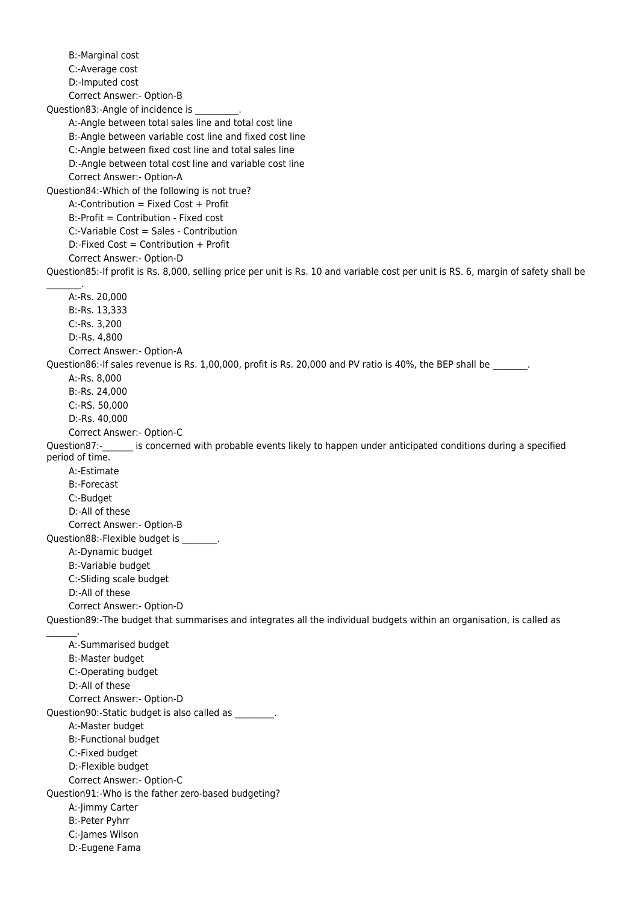B:-Marginal cost
C:-Average cost
D:-Imputed cost
Correct Answer:- Option-B

Question83:-Angle of incidence is __________.
A:-Angle between total sales line and total cost line
B:-Angle between variable cost line and fixed cost line
C:-Angle between fixed cost line and total sales line
D:-Angle between total cost line and variable cost line
Correct Answer:- Option-A

Question84:-Which of the following is not true?
A:-Contribution = Fixed Cost + Profit
B:-Profit = Contribution - Fixed cost
C:-Variable Cost = Sales - Contribution
D:-Fixed Cost = Contribution + Profit
Correct Answer:- Option-D

Question85:-If profit is Rs. 8,000, selling price per unit is Rs. 10 and variable cost per unit is RS. 6, margin of safety shall be ________.
A:-Rs. 20,000
B:-Rs. 13,333
C:-Rs. 3,200
D:-Rs. 4,800
Correct Answer:- Option-A

Question86:-If sales revenue is Rs. 1,00,000, profit is Rs. 20,000 and PV ratio is 40%, the BEP shall be ________.
A:-Rs. 8,000
B:-Rs. 24,000
C:-RS. 50,000
D:-Rs. 40,000
Correct Answer:- Option-C

Question87:-_______ is concerned with probable events likely to happen under anticipated conditions during a specified period of time.
A:-Estimate
B:-Forecast
C:-Budget
D:-All of these
Correct Answer:- Option-B

Question88:-Flexible budget is ________.
A:-Dynamic budget
B:-Variable budget
C:-Sliding scale budget
D:-All of these
Correct Answer:- Option-D

Question89:-The budget that summarises and integrates all the individual budgets within an organisation, is called as _______.
A:-Summarised budget
B:-Master budget
C:-Operating budget
D:-All of these
Correct Answer:- Option-D

Question90:-Static budget is also called as _________.
A:-Master budget
B:-Functional budget
C:-Fixed budget
D:-Flexible budget
Correct Answer:- Option-C

Question91:-Who is the father zero-based budgeting?
A:-Jimmy Carter
B:-Peter Pyhrr
C:-James Wilson
D:-Eugene Fama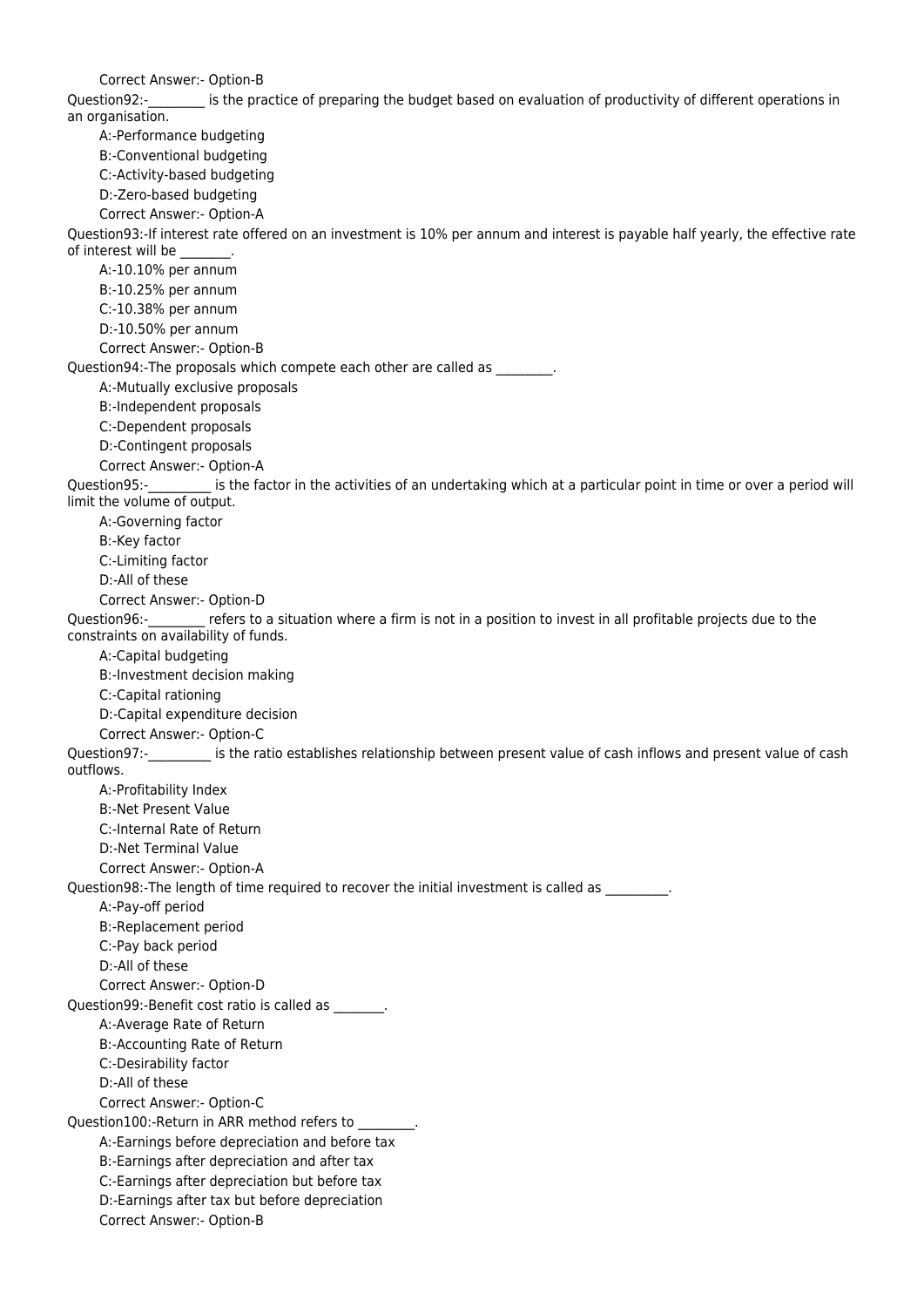Correct Answer:- Option-B

Question92:-_________ is the practice of preparing the budget based on evaluation of productivity of different operations in an organisation.

A:-Performance budgeting

B:-Conventional budgeting

C:-Activity-based budgeting

D:-Zero-based budgeting

Correct Answer:- Option-A

Question93:-If interest rate offered on an investment is 10% per annum and interest is payable half yearly, the effective rate of interest will be ________.

A:-10.10% per annum

B:-10.25% per annum

C:-10.38% per annum

D:-10.50% per annum

Correct Answer:- Option-B

Question94:-The proposals which compete each other are called as _________.

A:-Mutually exclusive proposals

B:-Independent proposals

C:-Dependent proposals

D:-Contingent proposals

Correct Answer:- Option-A

Question95:-__________ is the factor in the activities of an undertaking which at a particular point in time or over a period will limit the volume of output.

A:-Governing factor

B:-Key factor

C:-Limiting factor

D:-All of these

Correct Answer:- Option-D

Question96:-_________ refers to a situation where a firm is not in a position to invest in all profitable projects due to the constraints on availability of funds.

A:-Capital budgeting

B:-Investment decision making

C:-Capital rationing

D:-Capital expenditure decision

Correct Answer:- Option-C

Question97:-__________ is the ratio establishes relationship between present value of cash inflows and present value of cash outflows.

A:-Profitability Index

B:-Net Present Value

C:-Internal Rate of Return

D:-Net Terminal Value

Correct Answer:- Option-A

Question98:-The length of time required to recover the initial investment is called as __________.

A:-Pay-off period

B:-Replacement period

C:-Pay back period

D:-All of these

Correct Answer:- Option-D

Question99:-Benefit cost ratio is called as ________.

A:-Average Rate of Return

B:-Accounting Rate of Return

C:-Desirability factor

D:-All of these

Correct Answer:- Option-C

Question100:-Return in ARR method refers to _________.

A:-Earnings before depreciation and before tax

B:-Earnings after depreciation and after tax

C:-Earnings after depreciation but before tax

D:-Earnings after tax but before depreciation

Correct Answer:- Option-B